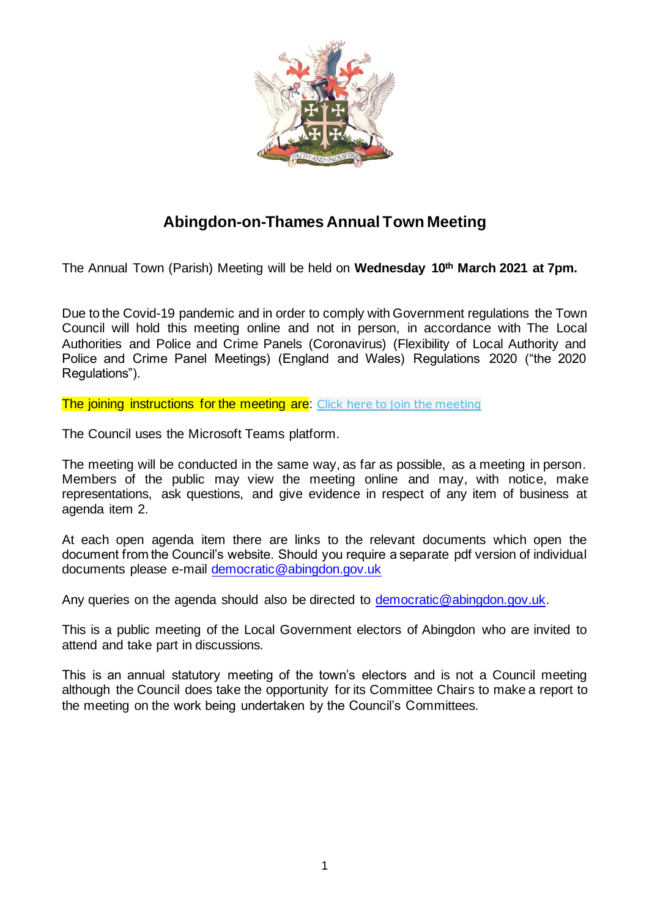# Abingdon-on-Thames Annual Town Meeting

The Annual Town (Parish) Meeting will be held on **Wednesday 10th March 2021 at 7pm.**

Due to the Covid-19 pandemic and in order to comply with Government regulations the Town Council will hold this meeting online and not in person, in accordance with The Local Authorities and Police and Crime Panels (Coronavirus) (Flexibility of Local Authority and Police and Crime Panel Meetings) (England and Wales) Regulations 2020 ("the 2020 Regulations").

The joining instructions for the meeting are: Click here to join the meeting

The Council uses the Microsoft Teams platform.

The meeting will be conducted in the same way, as far as possible, as a meeting in person. Members of the public may view the meeting online and may, with notice, make representations, ask questions, and give evidence in respect of any item of business at agenda item 2.

At each open agenda item there are links to the relevant documents which open the document from the Council's website. Should you require a separate pdf version of individual documents please e-mail democratic@abingdon.gov.uk

Any queries on the agenda should also be directed to democratic@abingdon.gov.uk.

This is a public meeting of the Local Government electors of Abingdon who are invited to attend and take part in discussions.

This is an annual statutory meeting of the town's electors and is not a Council meeting although the Council does take the opportunity for its Committee Chairs to make a report to the meeting on the work being undertaken by the Council's Committees.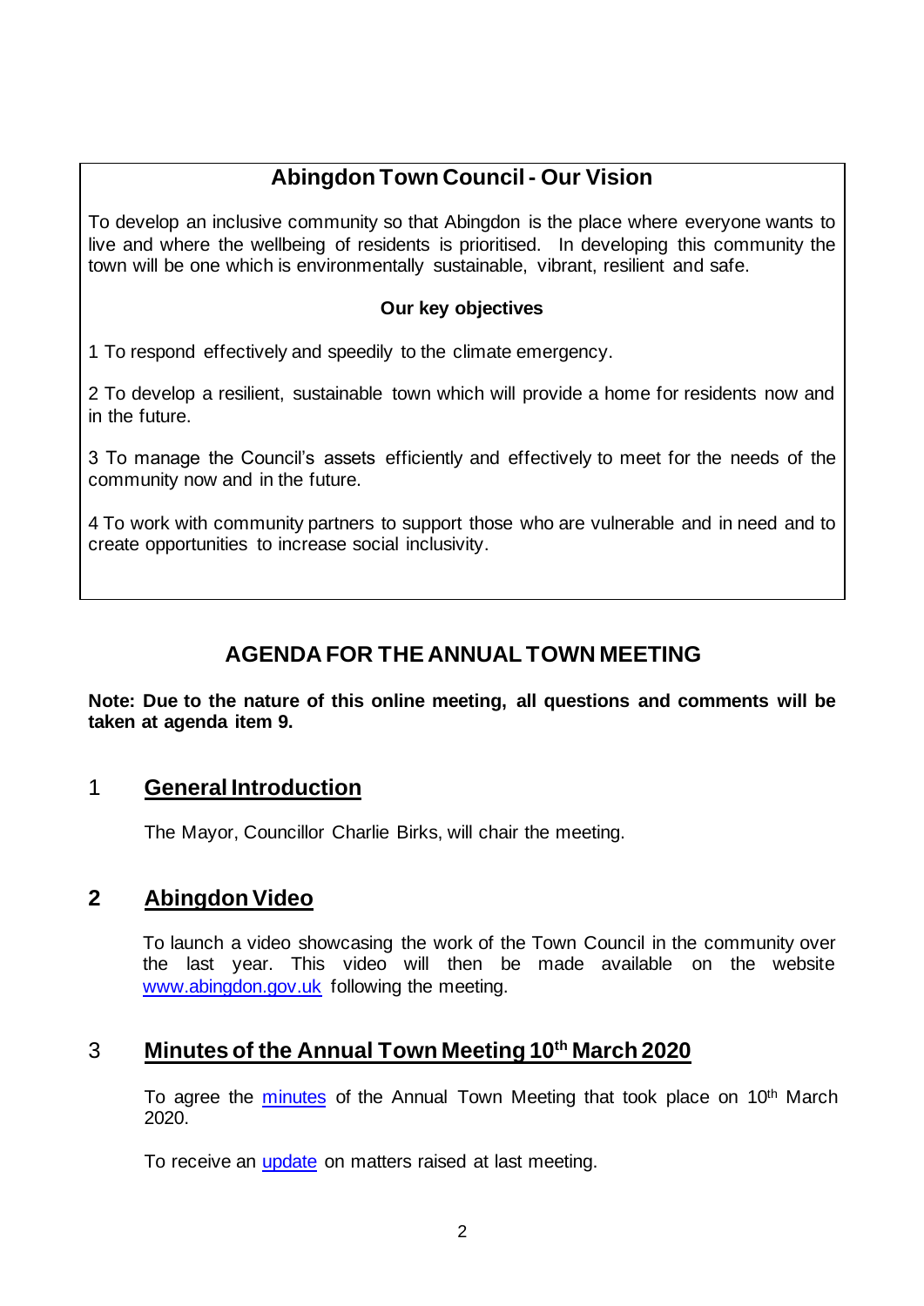## Abingdon Town Council - Our Vision

To develop an inclusive community so that Abingdon is the place where everyone wants to live and where the wellbeing of residents is prioritised. In developing this community the town will be one which is environmentally sustainable, vibrant, resilient and safe.

**Our key objectives**

1 To respond effectively and speedily to the climate emergency.

2 To develop a resilient, sustainable town which will provide a home for residents now and in the future.

3 To manage the Council's assets efficiently and effectively to meet for the needs of the community now and in the future.

4 To work with community partners to support those who are vulnerable and in need and to create opportunities to increase social inclusivity.

# AGENDA FOR THE ANNUAL TOWN MEETING

**Note: Due to the nature of this online meeting, all questions and comments will be taken at agenda item 9.**

## 1 General Introduction

The Mayor, Councillor Charlie Birks, will chair the meeting.

## 2 Abingdon Video

To launch a video showcasing the work of the Town Council in the community over the last year. This video will then be made available on the website www.abingdon.gov.uk following the meeting.

## 3 Minutes of the Annual Town Meeting 10th March 2020

To agree the minutes of the Annual Town Meeting that took place on 10th March 2020.

To receive an update on matters raised at last meeting.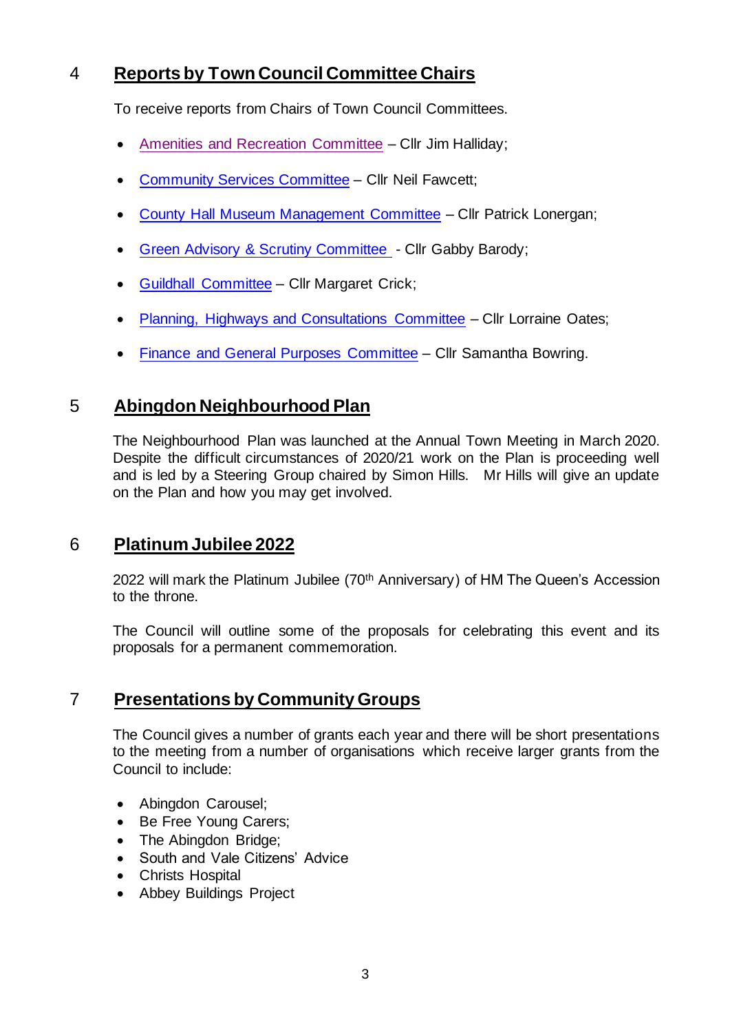## 4 Reports by Town Council Committee Chairs

To receive reports from Chairs of Town Council Committees.

- Amenities and Recreation Committee – Cllr Jim Halliday;
- Community Services Committee – Cllr Neil Fawcett;
- County Hall Museum Management Committee – Cllr Patrick Lonergan;
- Green Advisory & Scrutiny Committee - Cllr Gabby Barody;
- Guildhall Committee – Cllr Margaret Crick;
- Planning, Highways and Consultations Committee – Cllr Lorraine Oates;
- Finance and General Purposes Committee – Cllr Samantha Bowring.

## 5 Abingdon Neighbourhood Plan

The Neighbourhood Plan was launched at the Annual Town Meeting in March 2020. Despite the difficult circumstances of 2020/21 work on the Plan is proceeding well and is led by a Steering Group chaired by Simon Hills. Mr Hills will give an update on the Plan and how you may get involved.

## 6 Platinum Jubilee 2022

2022 will mark the Platinum Jubilee (70th Anniversary) of HM The Queen's Accession to the throne.

The Council will outline some of the proposals for celebrating this event and its proposals for a permanent commemoration.

## 7 Presentations by Community Groups

The Council gives a number of grants each year and there will be short presentations to the meeting from a number of organisations which receive larger grants from the Council to include:

- Abingdon Carousel;
- Be Free Young Carers;
- The Abingdon Bridge;
- South and Vale Citizens' Advice
- Christs Hospital
- Abbey Buildings Project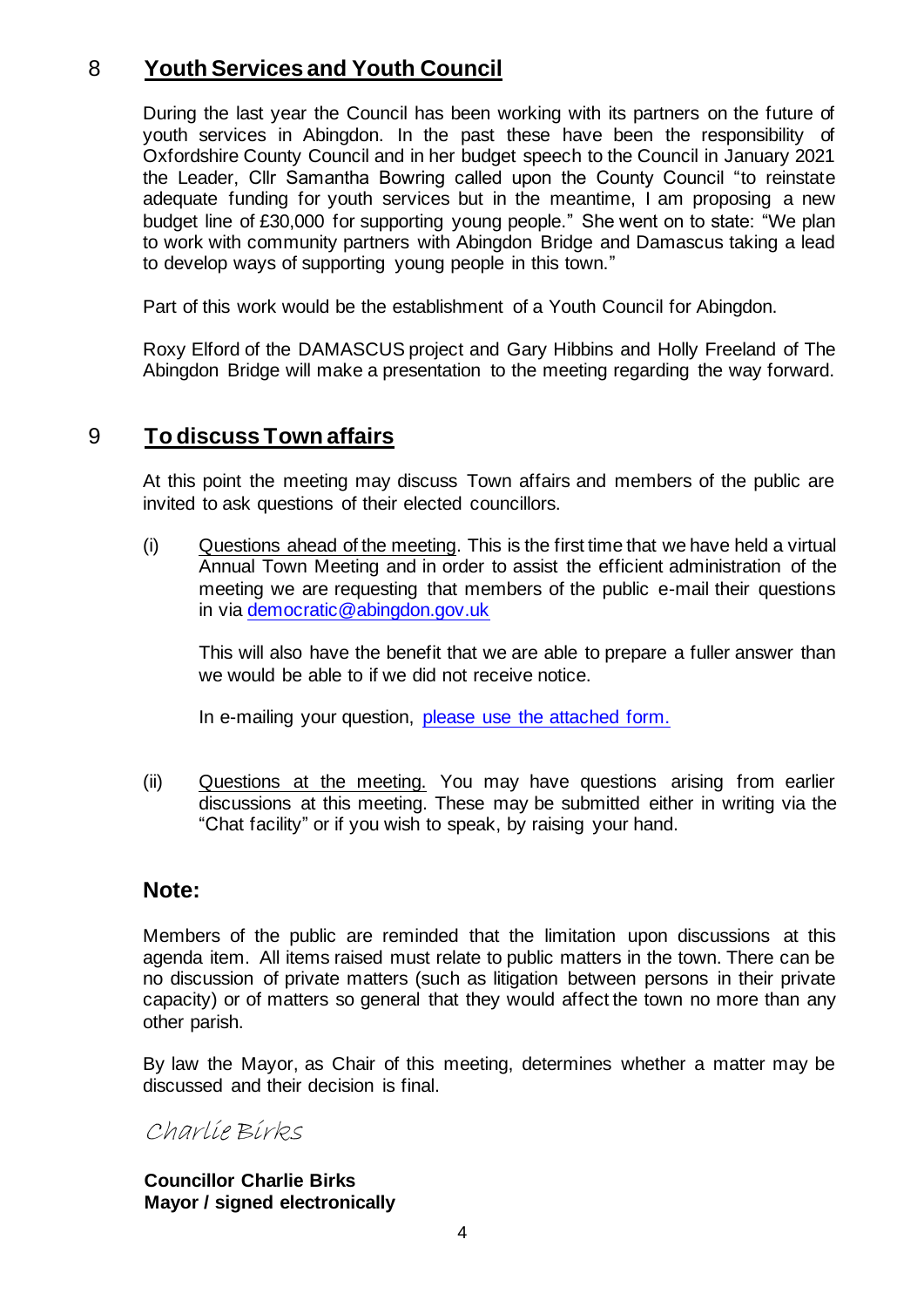## 8 Youth Services and Youth Council

During the last year the Council has been working with its partners on the future of youth services in Abingdon. In the past these have been the responsibility of Oxfordshire County Council and in her budget speech to the Council in January 2021 the Leader, Cllr Samantha Bowring called upon the County Council "to reinstate adequate funding for youth services but in the meantime, I am proposing a new budget line of £30,000 for supporting young people." She went on to state: "We plan to work with community partners with Abingdon Bridge and Damascus taking a lead to develop ways of supporting young people in this town."

Part of this work would be the establishment of a Youth Council for Abingdon.

Roxy Elford of the DAMASCUS project and Gary Hibbins and Holly Freeland of The Abingdon Bridge will make a presentation to the meeting regarding the way forward.

## 9 To discuss Town affairs

At this point the meeting may discuss Town affairs and members of the public are invited to ask questions of their elected councillors.

(i) Questions ahead of the meeting. This is the first time that we have held a virtual Annual Town Meeting and in order to assist the efficient administration of the meeting we are requesting that members of the public e-mail their questions in via democratic@abingdon.gov.uk

This will also have the benefit that we are able to prepare a fuller answer than we would be able to if we did not receive notice.

In e-mailing your question, please use the attached form.

(ii) Questions at the meeting. You may have questions arising from earlier discussions at this meeting. These may be submitted either in writing via the "Chat facility" or if you wish to speak, by raising your hand.

### Note:

Members of the public are reminded that the limitation upon discussions at this agenda item. All items raised must relate to public matters in the town. There can be no discussion of private matters (such as litigation between persons in their private capacity) or of matters so general that they would affect the town no more than any other parish.

By law the Mayor, as Chair of this meeting, determines whether a matter may be discussed and their decision is final.

*Charlie Birks*

**Councillor Charlie Birks**
**Mayor / signed electronically**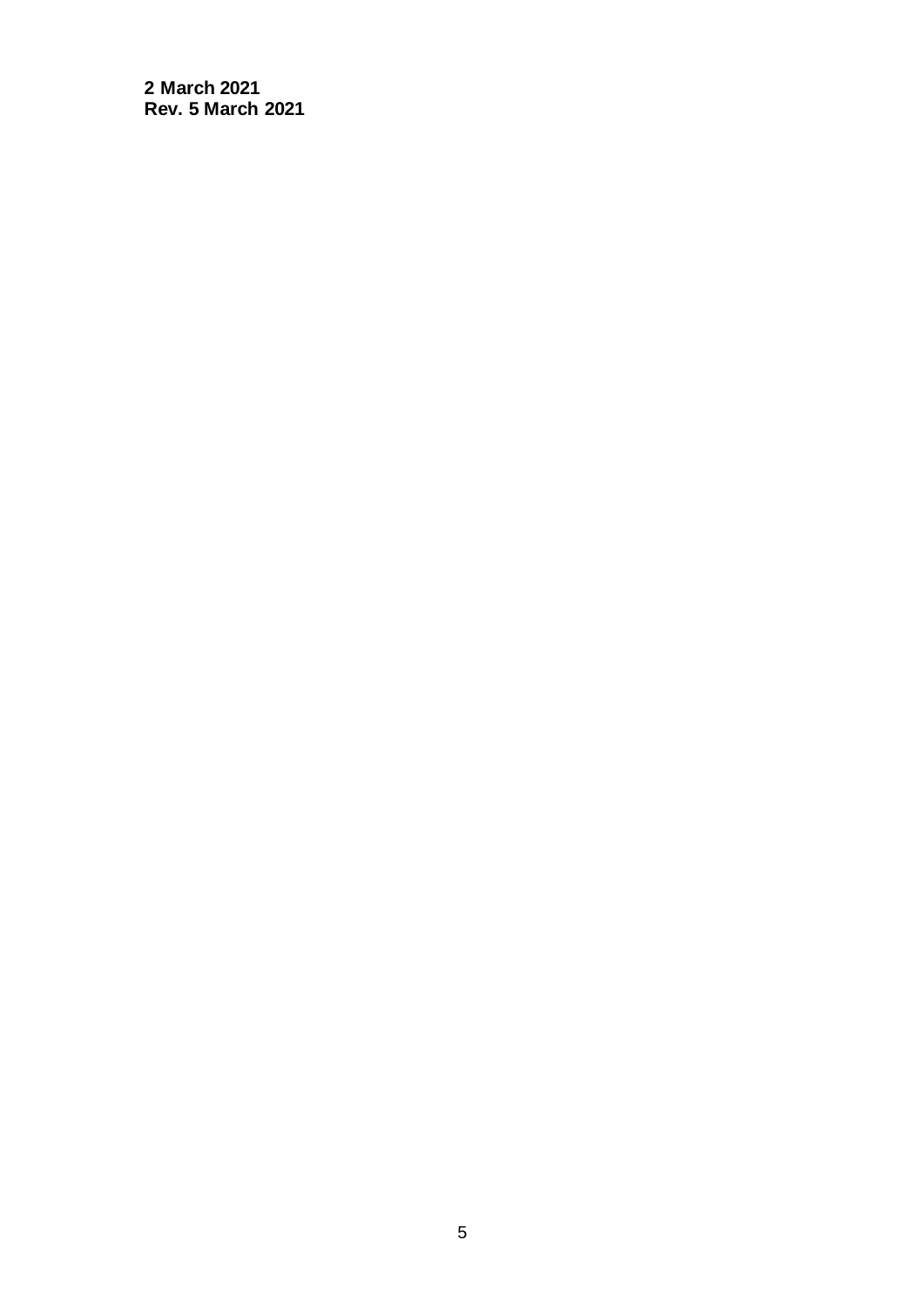**2 March 2021**
**Rev. 5 March 2021**